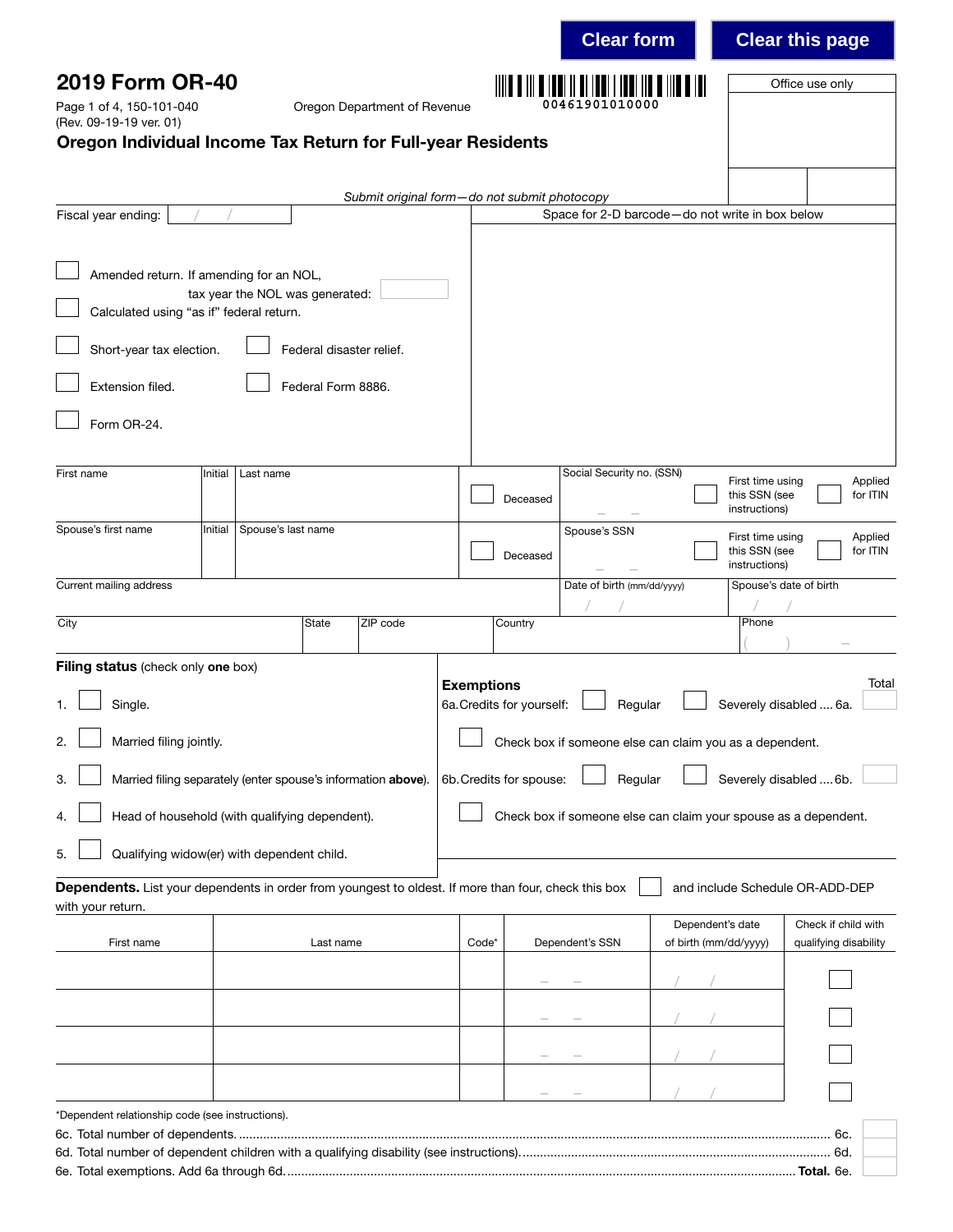Clear form | Clear this page

# 2019 Form OR-40

Page 1 of 4, 150-101-040
(Rev. 09-19-19 ver. 01)

Oregon Department of Revenue

00461901010000

Office use only

## Oregon Individual Income Tax Return for Full-year Residents

*Submit original form—do not submit photocopy*

Fiscal year ending: / /

Space for 2-D barcode—do not write in box below

☐ Amended return. If amending for an NOL, tax year the NOL was generated:

☐ Calculated using "as if" federal return.

☐ Short-year tax election. ☐ Federal disaster relief.

☐ Extension filed. ☐ Federal Form 8886.

☐ Form OR-24.

| First name | Initial | Last name | ☐ Deceased | Social Security no. (SSN) – – | ☐ First time using this SSN (see instructions) | ☐ Applied for ITIN |
|---|---|---|---|---|---|---|
| Spouse's first name | Initial | Spouse's last name | ☐ Deceased | Spouse's SSN – – | ☐ First time using this SSN (see instructions) | ☐ Applied for ITIN |

| Current mailing address | | | Date of birth (mm/dd/yyyy) / / | Spouse's date of birth / / |
|---|---|---|---|---|
| City | State | ZIP code | Country | Phone ( ) – |

**Filing status** (check only **one** box)

1. ☐ Single.
2. ☐ Married filing jointly.
3. ☐ Married filing separately (enter spouse's information **above**).
4. ☐ Head of household (with qualifying dependent).
5. ☐ Qualifying widow(er) with dependent child.

**Exemptions** Total

6a. Credits for yourself: ☐ Regular ☐ Severely disabled .... 6a.

☐ Check box if someone else can claim you as a dependent.

6b. Credits for spouse: ☐ Regular ☐ Severely disabled .... 6b.

☐ Check box if someone else can claim your spouse as a dependent.

**Dependents.** List your dependents in order from youngest to oldest. If more than four, check this box ☐ and include Schedule OR-ADD-DEP with your return.

| First name | Last name | Code* | Dependent's SSN | Dependent's date of birth (mm/dd/yyyy) | Check if child with qualifying disability |
|---|---|---|---|---|---|
| | | | – – | / / | ☐ |
| | | | – – | / / | ☐ |
| | | | – – | / / | ☐ |
| | | | – – | / / | ☐ |

*Dependent relationship code (see instructions).

6c. Total number of dependents. .......................................................................................... 6c.

6d. Total number of dependent children with a qualifying disability (see instructions). ................................ 6d.

6e. Total exemptions. Add 6a through 6d. ........................................................................ **Total.** 6e.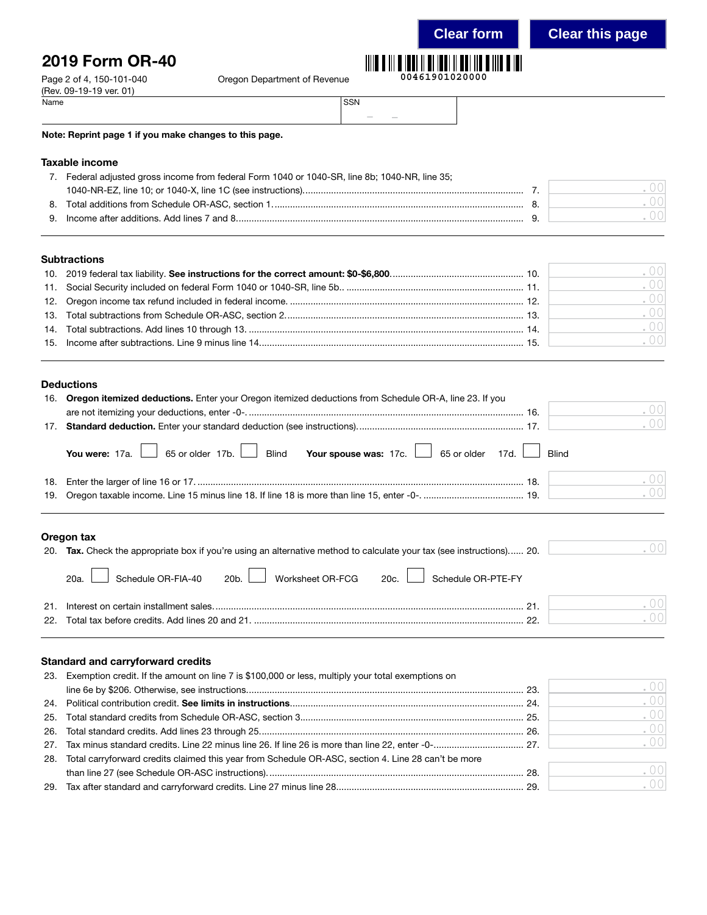# 2019 Form OR-40

Page 2 of 4, 150-101-040
(Rev. 09-19-19 ver. 01)

Oregon Department of Revenue

00461901020000

Name | SSN

**Note: Reprint page 1 if you make changes to this page.**

## Taxable income

7. Federal adjusted gross income from federal Form 1040 or 1040-SR, line 8b; 1040-NR, line 35; 1040-NR-EZ, line 10; or 1040-X, line 1C (see instructions). ........ 7. .00
8. Total additions from Schedule OR-ASC, section 1. ........ 8. .00
9. Income after additions. Add lines 7 and 8. ........ 9. .00

## Subtractions

10. 2019 federal tax liability. **See instructions for the correct amount: $0-$6,800**. ........ 10. .00
11. Social Security included on federal Form 1040 or 1040-SR, line 5b. ........ 11. .00
12. Oregon income tax refund included in federal income. ........ 12. .00
13. Total subtractions from Schedule OR-ASC, section 2. ........ 13. .00
14. Total subtractions. Add lines 10 through 13. ........ 14. .00
15. Income after subtractions. Line 9 minus line 14. ........ 15. .00

## Deductions

16. **Oregon itemized deductions.** Enter your Oregon itemized deductions from Schedule OR-A, line 23. If you are not itemizing your deductions, enter -0-. ........ 16. .00
17. **Standard deduction.** Enter your standard deduction (see instructions). ........ 17. .00

**You were:** 17a. ☐ 65 or older 17b. ☐ Blind **Your spouse was:** 17c. ☐ 65 or older 17d. ☐ Blind

18. Enter the larger of line 16 or 17. ........ 18. .00
19. Oregon taxable income. Line 15 minus line 18. If line 18 is more than line 15, enter -0-. ........ 19. .00

## Oregon tax

20. **Tax.** Check the appropriate box if you're using an alternative method to calculate your tax (see instructions). ........ 20. .00

20a. ☐ Schedule OR-FIA-40 20b. ☐ Worksheet OR-FCG 20c. ☐ Schedule OR-PTE-FY

21. Interest on certain installment sales. ........ 21. .00
22. Total tax before credits. Add lines 20 and 21. ........ 22. .00

## Standard and carryforward credits

23. Exemption credit. If the amount on line 7 is $100,000 or less, multiply your total exemptions on line 6e by $206. Otherwise, see instructions. ........ 23. .00
24. Political contribution credit. **See limits in instructions**. ........ 24. .00
25. Total standard credits from Schedule OR-ASC, section 3. ........ 25. .00
26. Total standard credits. Add lines 23 through 25. ........ 26. .00
27. Tax minus standard credits. Line 22 minus line 26. If line 26 is more than line 22, enter -0-. ........ 27. .00
28. Total carryforward credits claimed this year from Schedule OR-ASC, section 4. Line 28 can't be more than line 27 (see Schedule OR-ASC instructions). ........ 28. .00
29. Tax after standard and carryforward credits. Line 27 minus line 28. ........ 29. .00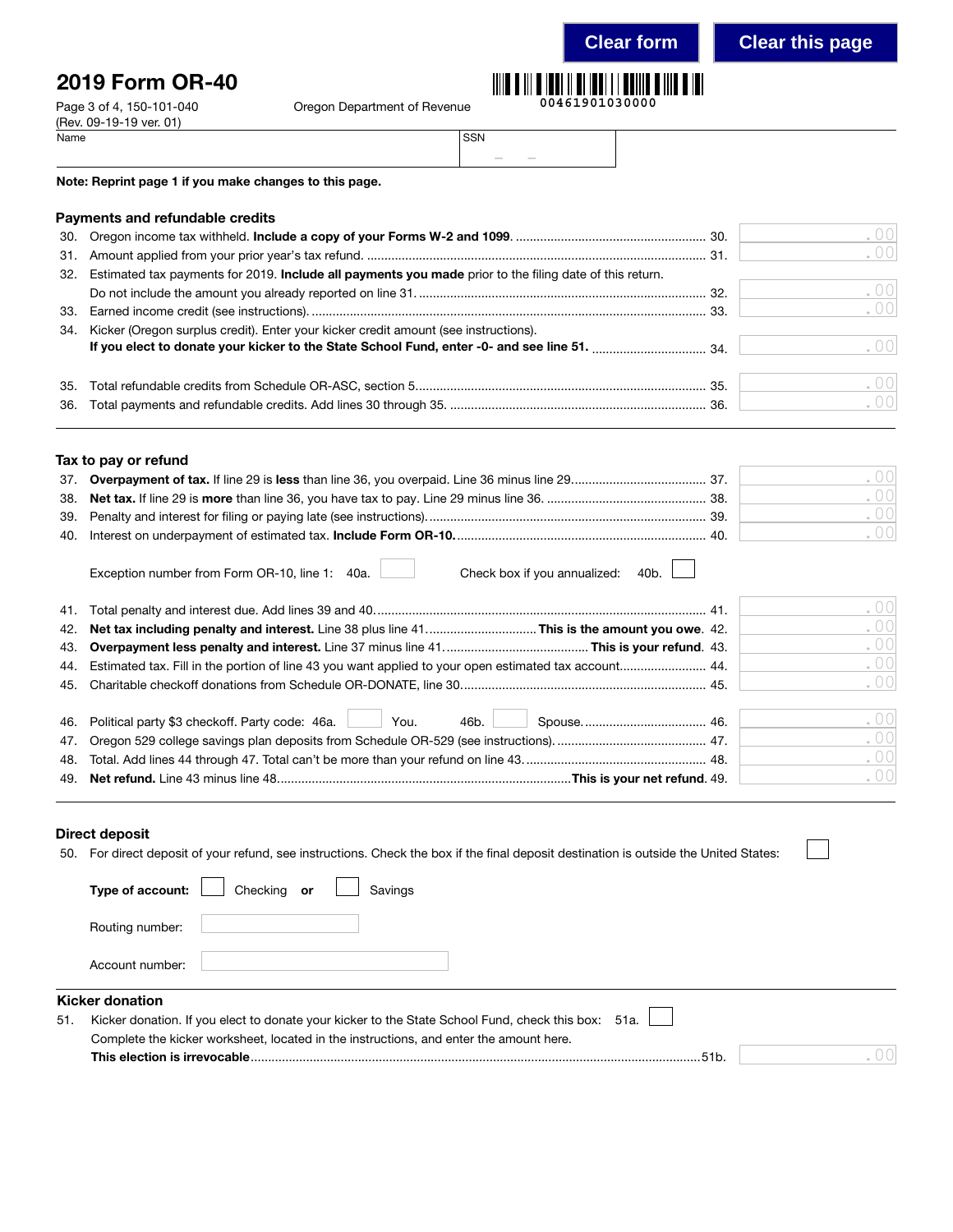Clear form | Clear this page

# 2019 Form OR-40

Page 3 of 4, 150-101-040
(Rev. 09-19-19 ver. 01)

Oregon Department of Revenue

00461901030000

Name | SSN

**Note: Reprint page 1 if you make changes to this page.**

## Payments and refundable credits

30. Oregon income tax withheld. **Include a copy of your Forms W-2 and 1099.** ........ 30. .00
31. Amount applied from your prior year's tax refund. ........ 31. .00
32. Estimated tax payments for 2019. **Include all payments you made** prior to the filing date of this return. Do not include the amount you already reported on line 31. ........ 32. .00
33. Earned income credit (see instructions). ........ 33. .00
34. Kicker (Oregon surplus credit). Enter your kicker credit amount (see instructions). **If you elect to donate your kicker to the State School Fund, enter -0- and see line 51.** ........ 34. .00
35. Total refundable credits from Schedule OR-ASC, section 5........ 35. .00
36. Total payments and refundable credits. Add lines 30 through 35. ........ 36. .00

## Tax to pay or refund

37. **Overpayment of tax.** If line 29 is **less** than line 36, you overpaid. Line 36 minus line 29........ 37. .00
38. **Net tax.** If line 29 is **more** than line 36, you have tax to pay. Line 29 minus line 36. ........ 38. .00
39. Penalty and interest for filing or paying late (see instructions)........ 39. .00
40. Interest on underpayment of estimated tax. **Include Form OR-10.**........ 40. .00

Exception number from Form OR-10, line 1: 40a. ☐ Check box if you annualized: 40b. ☐

41. Total penalty and interest due. Add lines 39 and 40........ 41. .00
42. **Net tax including penalty and interest.** Line 38 plus line 41........ **This is the amount you owe.** 42. .00
43. **Overpayment less penalty and interest.** Line 37 minus line 41........ **This is your refund.** 43. .00
44. Estimated tax. Fill in the portion of line 43 you want applied to your open estimated tax account........ 44. .00
45. Charitable checkoff donations from Schedule OR-DONATE, line 30........ 45. .00
46. Political party $3 checkoff. Party code: 46a. ☐ You. 46b. ☐ Spouse........ 46. .00
47. Oregon 529 college savings plan deposits from Schedule OR-529 (see instructions)........ 47. .00
48. Total. Add lines 44 through 47. Total can't be more than your refund on line 43........ 48. .00
49. **Net refund.** Line 43 minus line 48........ **This is your net refund.** 49. .00

## Direct deposit

50. For direct deposit of your refund, see instructions. Check the box if the final deposit destination is outside the United States: ☐

**Type of account:** ☐ Checking **or** ☐ Savings

Routing number:

Account number:

## Kicker donation

51. Kicker donation. If you elect to donate your kicker to the State School Fund, check this box: 51a. ☐
Complete the kicker worksheet, located in the instructions, and enter the amount here.
**This election is irrevocable**........ 51b. .00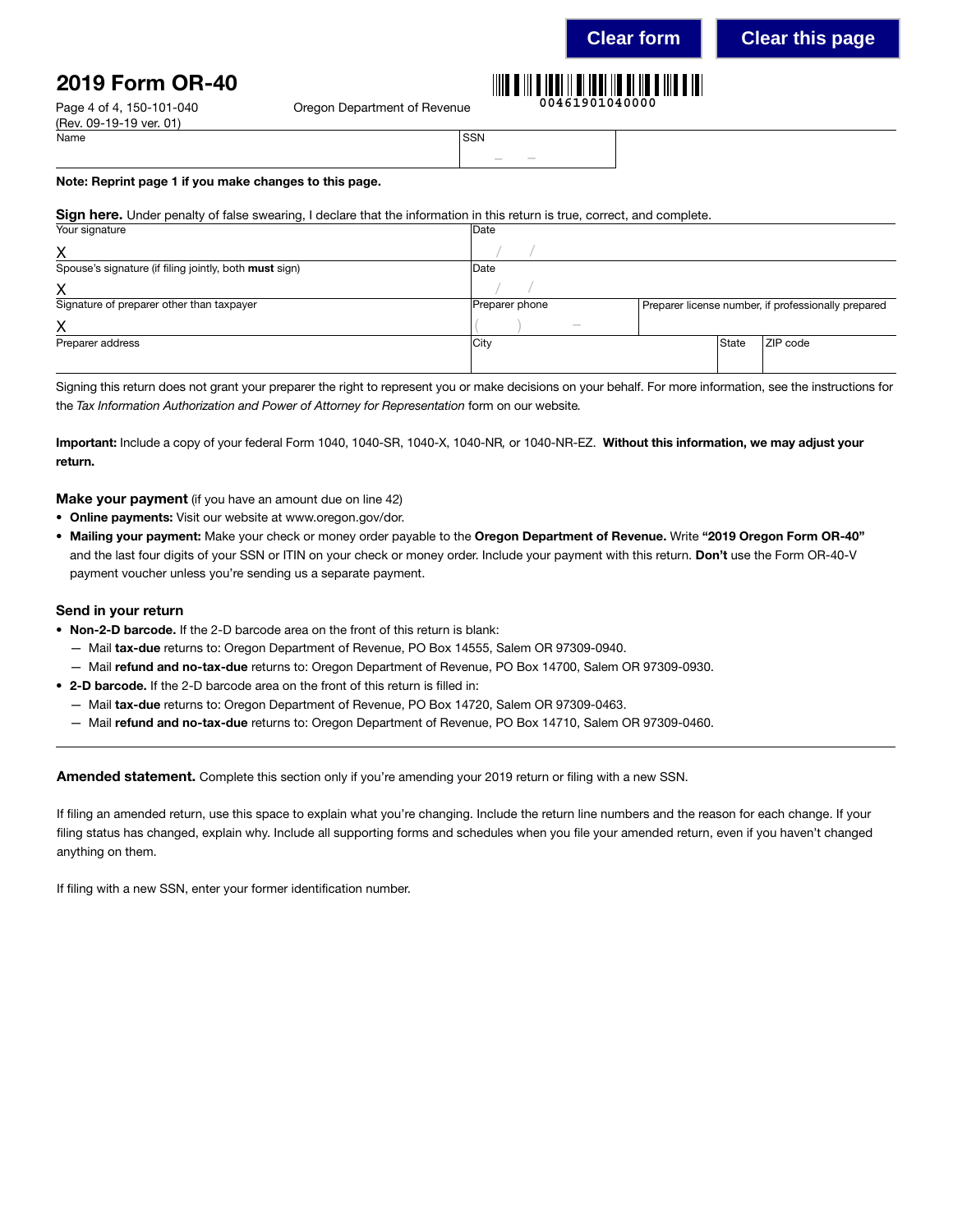# 2019 Form OR-40

Page 4 of 4, 150-101-040
(Rev. 09-19-19 ver. 01)

Oregon Department of Revenue

00461901040000

| Name | SSN |
|---|---|
| | – – |

**Note: Reprint page 1 if you make changes to this page.**

**Sign here.** Under penalty of false swearing, I declare that the information in this return is true, correct, and complete.

| | | | |
|---|---|---|---|
| Your signature<br>X | Date<br>/ / | | |
| Spouse's signature (if filing jointly, both **must** sign)<br>X | Date<br>/ / | | |
| Signature of preparer other than taxpayer<br>X | Preparer phone<br>( ) – | Preparer license number, if professionally prepared | |
| Preparer address | City | State | ZIP code |

Signing this return does not grant your preparer the right to represent you or make decisions on your behalf. For more information, see the instructions for the *Tax Information Authorization and Power of Attorney for Representation* form on our website.

**Important:** Include a copy of your federal Form 1040, 1040-SR, 1040-X, 1040-NR, or 1040-NR-EZ. **Without this information, we may adjust your return.**

**Make your payment** (if you have an amount due on line 42)

- **Online payments:** Visit our website at www.oregon.gov/dor.
- **Mailing your payment:** Make your check or money order payable to the **Oregon Department of Revenue.** Write **"2019 Oregon Form OR-40"** and the last four digits of your SSN or ITIN on your check or money order. Include your payment with this return. **Don't** use the Form OR-40-V payment voucher unless you're sending us a separate payment.

**Send in your return**

- **Non-2-D barcode.** If the 2-D barcode area on the front of this return is blank:
  - Mail **tax-due** returns to: Oregon Department of Revenue, PO Box 14555, Salem OR 97309-0940.
  - Mail **refund and no-tax-due** returns to: Oregon Department of Revenue, PO Box 14700, Salem OR 97309-0930.
- **2-D barcode.** If the 2-D barcode area on the front of this return is filled in:
  - Mail **tax-due** returns to: Oregon Department of Revenue, PO Box 14720, Salem OR 97309-0463.
  - Mail **refund and no-tax-due** returns to: Oregon Department of Revenue, PO Box 14710, Salem OR 97309-0460.

---

**Amended statement.** Complete this section only if you're amending your 2019 return or filing with a new SSN.

If filing an amended return, use this space to explain what you're changing. Include the return line numbers and the reason for each change. If your filing status has changed, explain why. Include all supporting forms and schedules when you file your amended return, even if you haven't changed anything on them.

If filing with a new SSN, enter your former identification number.